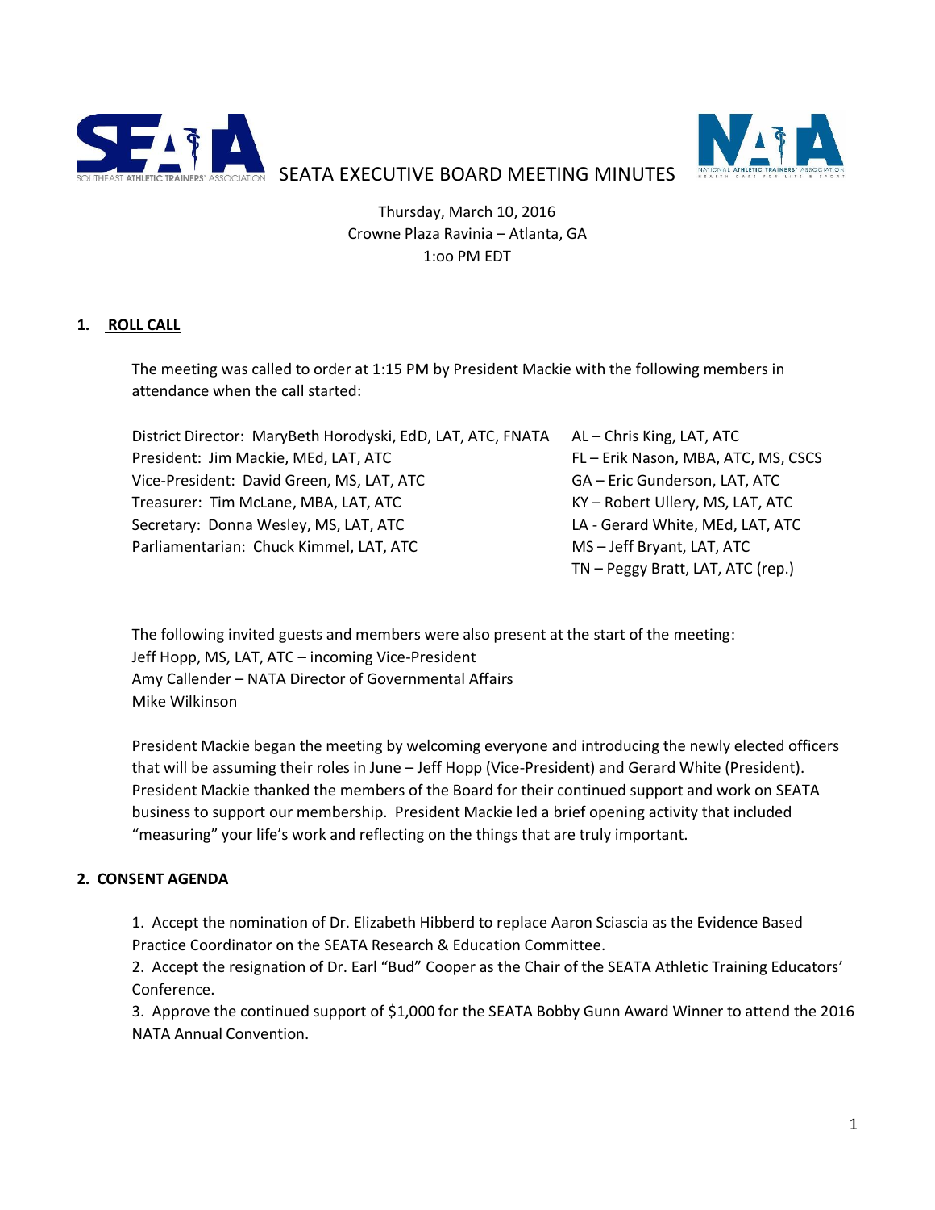# SEATA EXECUTIVE BOARD MEETING MINUTES

Thursday, March 10, 2016
Crowne Plaza Ravinia – Atlanta, GA
1:oo PM EDT

## 1. ROLL CALL

The meeting was called to order at 1:15 PM by President Mackie with the following members in attendance when the call started:

District Director: MaryBeth Horodyski, EdD, LAT, ATC, FNATA
President: Jim Mackie, MEd, LAT, ATC
Vice-President: David Green, MS, LAT, ATC
Treasurer: Tim McLane, MBA, LAT, ATC
Secretary: Donna Wesley, MS, LAT, ATC
Parliamentarian: Chuck Kimmel, LAT, ATC

AL – Chris King, LAT, ATC
FL – Erik Nason, MBA, ATC, MS, CSCS
GA – Eric Gunderson, LAT, ATC
KY – Robert Ullery, MS, LAT, ATC
LA - Gerard White, MEd, LAT, ATC
MS – Jeff Bryant, LAT, ATC
TN – Peggy Bratt, LAT, ATC (rep.)

The following invited guests and members were also present at the start of the meeting:
Jeff Hopp, MS, LAT, ATC – incoming Vice-President
Amy Callender – NATA Director of Governmental Affairs
Mike Wilkinson

President Mackie began the meeting by welcoming everyone and introducing the newly elected officers that will be assuming their roles in June – Jeff Hopp (Vice-President) and Gerard White (President). President Mackie thanked the members of the Board for their continued support and work on SEATA business to support our membership. President Mackie led a brief opening activity that included "measuring" your life's work and reflecting on the things that are truly important.

## 2. CONSENT AGENDA

1. Accept the nomination of Dr. Elizabeth Hibberd to replace Aaron Sciascia as the Evidence Based Practice Coordinator on the SEATA Research & Education Committee.
2. Accept the resignation of Dr. Earl "Bud" Cooper as the Chair of the SEATA Athletic Training Educators' Conference.
3. Approve the continued support of $1,000 for the SEATA Bobby Gunn Award Winner to attend the 2016 NATA Annual Convention.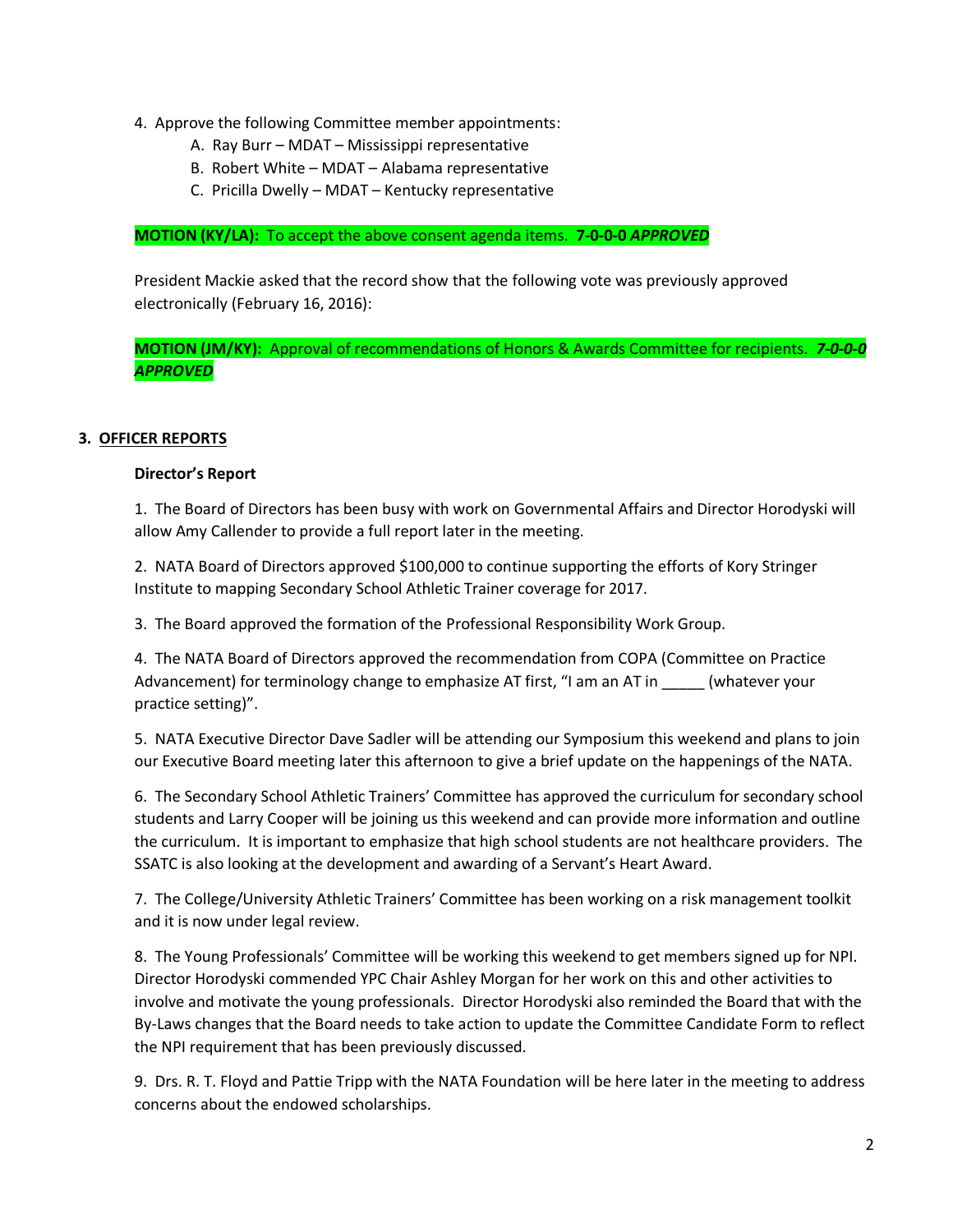4. Approve the following Committee member appointments:
    A. Ray Burr – MDAT – Mississippi representative
    B. Robert White – MDAT – Alabama representative
    C. Pricilla Dwelly – MDAT – Kentucky representative

**MOTION (KY/LA):** To accept the above consent agenda items. **7-0-0-0 *APPROVED***

President Mackie asked that the record show that the following vote was previously approved electronically (February 16, 2016):

**MOTION (JM/KY):** Approval of recommendations of Honors & Awards Committee for recipients. ***7-0-0-0 APPROVED***

**3. OFFICER REPORTS**

**Director's Report**

1. The Board of Directors has been busy with work on Governmental Affairs and Director Horodyski will allow Amy Callender to provide a full report later in the meeting.

2. NATA Board of Directors approved $100,000 to continue supporting the efforts of Kory Stringer Institute to mapping Secondary School Athletic Trainer coverage for 2017.

3. The Board approved the formation of the Professional Responsibility Work Group.

4. The NATA Board of Directors approved the recommendation from COPA (Committee on Practice Advancement) for terminology change to emphasize AT first, "I am an AT in _____ (whatever your practice setting)".

5. NATA Executive Director Dave Sadler will be attending our Symposium this weekend and plans to join our Executive Board meeting later this afternoon to give a brief update on the happenings of the NATA.

6. The Secondary School Athletic Trainers' Committee has approved the curriculum for secondary school students and Larry Cooper will be joining us this weekend and can provide more information and outline the curriculum. It is important to emphasize that high school students are not healthcare providers. The SSATC is also looking at the development and awarding of a Servant's Heart Award.

7. The College/University Athletic Trainers' Committee has been working on a risk management toolkit and it is now under legal review.

8. The Young Professionals' Committee will be working this weekend to get members signed up for NPI. Director Horodyski commended YPC Chair Ashley Morgan for her work on this and other activities to involve and motivate the young professionals. Director Horodyski also reminded the Board that with the By-Laws changes that the Board needs to take action to update the Committee Candidate Form to reflect the NPI requirement that has been previously discussed.

9. Drs. R. T. Floyd and Pattie Tripp with the NATA Foundation will be here later in the meeting to address concerns about the endowed scholarships.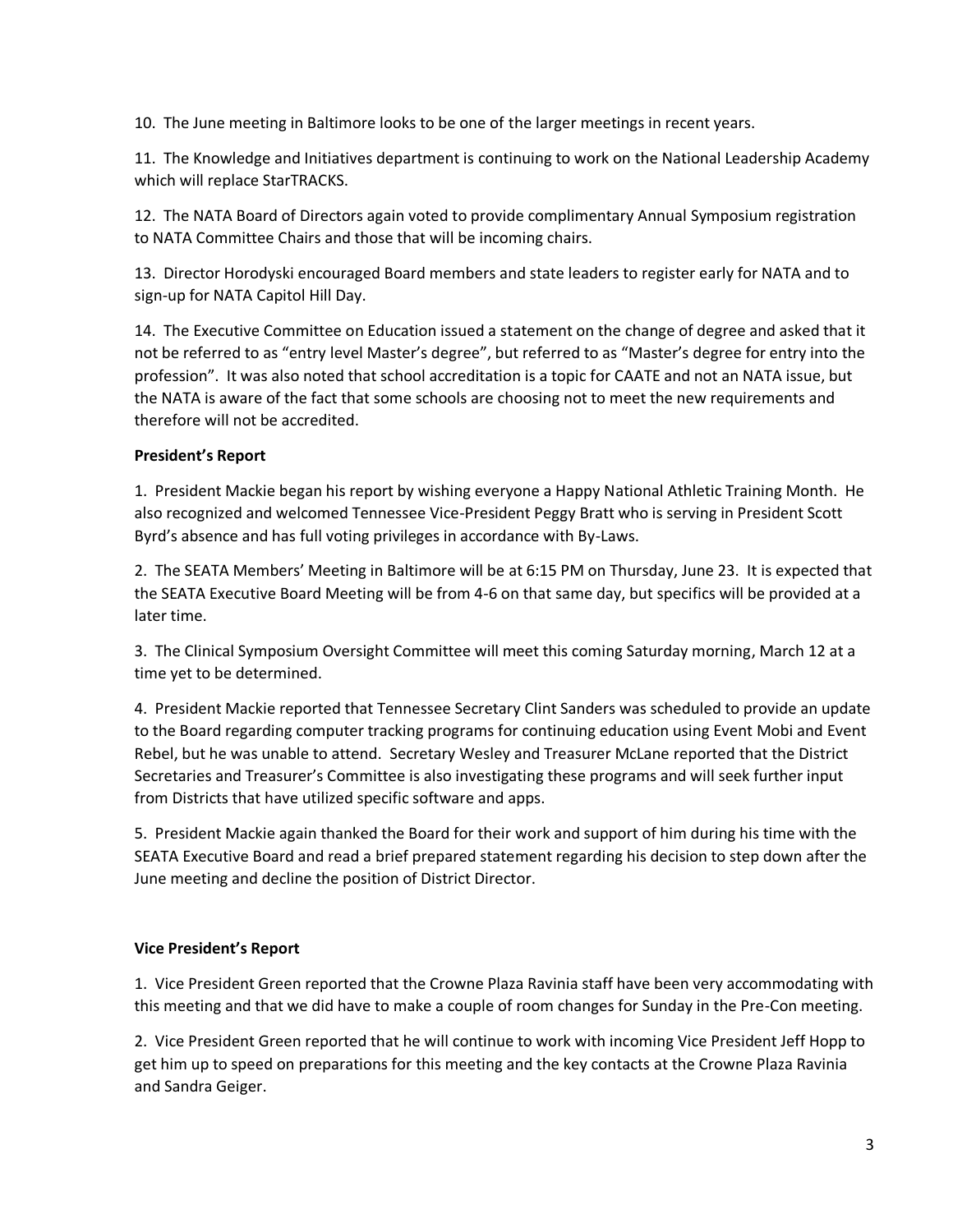10. The June meeting in Baltimore looks to be one of the larger meetings in recent years.

11. The Knowledge and Initiatives department is continuing to work on the National Leadership Academy which will replace StarTRACKS.

12. The NATA Board of Directors again voted to provide complimentary Annual Symposium registration to NATA Committee Chairs and those that will be incoming chairs.

13. Director Horodyski encouraged Board members and state leaders to register early for NATA and to sign-up for NATA Capitol Hill Day.

14. The Executive Committee on Education issued a statement on the change of degree and asked that it not be referred to as "entry level Master's degree", but referred to as "Master's degree for entry into the profession". It was also noted that school accreditation is a topic for CAATE and not an NATA issue, but the NATA is aware of the fact that some schools are choosing not to meet the new requirements and therefore will not be accredited.

**President's Report**

1. President Mackie began his report by wishing everyone a Happy National Athletic Training Month. He also recognized and welcomed Tennessee Vice-President Peggy Bratt who is serving in President Scott Byrd's absence and has full voting privileges in accordance with By-Laws.

2. The SEATA Members' Meeting in Baltimore will be at 6:15 PM on Thursday, June 23. It is expected that the SEATA Executive Board Meeting will be from 4-6 on that same day, but specifics will be provided at a later time.

3. The Clinical Symposium Oversight Committee will meet this coming Saturday morning, March 12 at a time yet to be determined.

4. President Mackie reported that Tennessee Secretary Clint Sanders was scheduled to provide an update to the Board regarding computer tracking programs for continuing education using Event Mobi and Event Rebel, but he was unable to attend. Secretary Wesley and Treasurer McLane reported that the District Secretaries and Treasurer's Committee is also investigating these programs and will seek further input from Districts that have utilized specific software and apps.

5. President Mackie again thanked the Board for their work and support of him during his time with the SEATA Executive Board and read a brief prepared statement regarding his decision to step down after the June meeting and decline the position of District Director.

**Vice President's Report**

1. Vice President Green reported that the Crowne Plaza Ravinia staff have been very accommodating with this meeting and that we did have to make a couple of room changes for Sunday in the Pre-Con meeting.

2. Vice President Green reported that he will continue to work with incoming Vice President Jeff Hopp to get him up to speed on preparations for this meeting and the key contacts at the Crowne Plaza Ravinia and Sandra Geiger.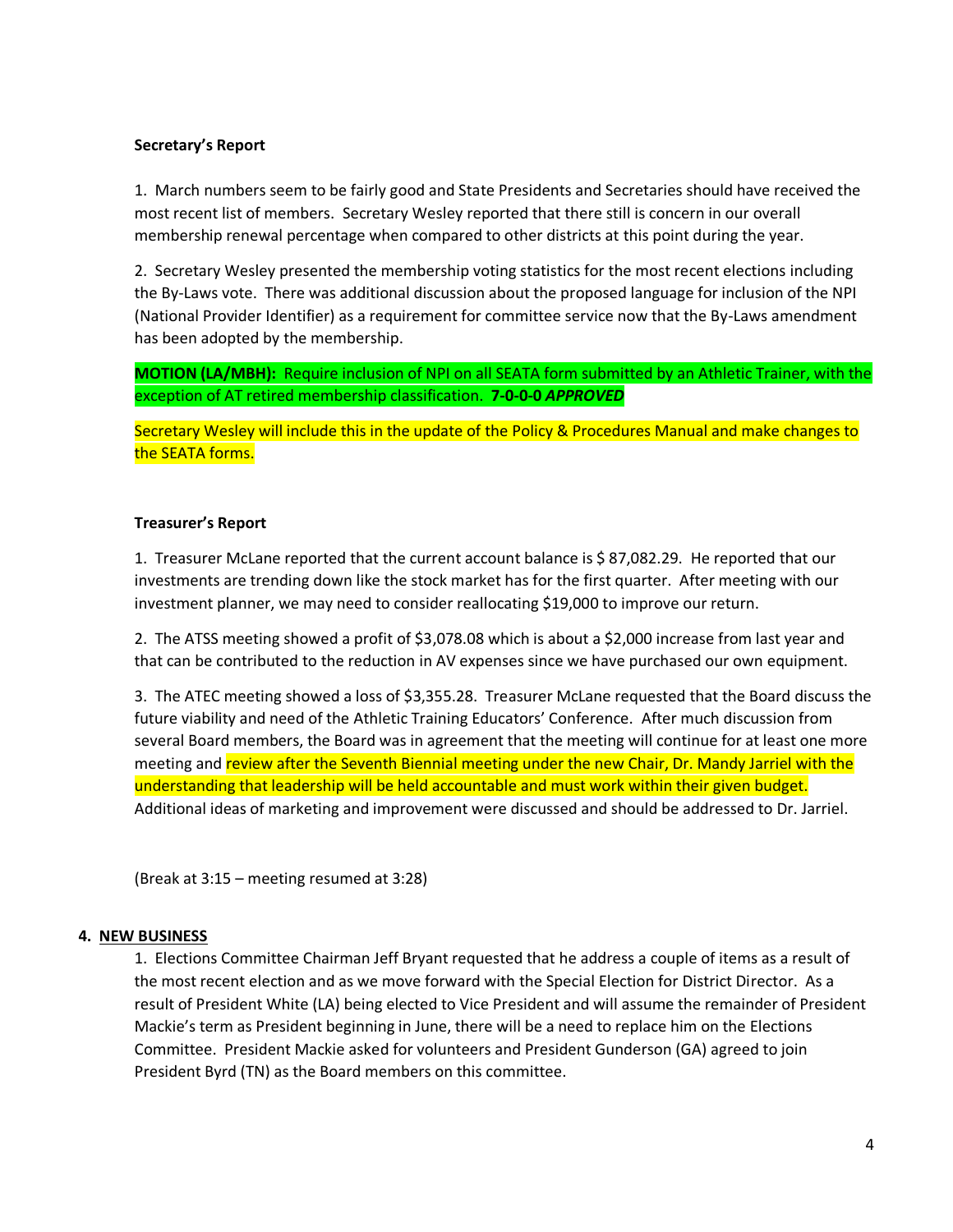**Secretary's Report**

1. March numbers seem to be fairly good and State Presidents and Secretaries should have received the most recent list of members. Secretary Wesley reported that there still is concern in our overall membership renewal percentage when compared to other districts at this point during the year.

2. Secretary Wesley presented the membership voting statistics for the most recent elections including the By-Laws vote. There was additional discussion about the proposed language for inclusion of the NPI (National Provider Identifier) as a requirement for committee service now that the By-Laws amendment has been adopted by the membership.

**MOTION (LA/MBH):** Require inclusion of NPI on all SEATA form submitted by an Athletic Trainer, with the exception of AT retired membership classification. **7-0-0-0** ***APPROVED***

Secretary Wesley will include this in the update of the Policy & Procedures Manual and make changes to the SEATA forms.

**Treasurer's Report**

1. Treasurer McLane reported that the current account balance is $ 87,082.29. He reported that our investments are trending down like the stock market has for the first quarter. After meeting with our investment planner, we may need to consider reallocating $19,000 to improve our return.

2. The ATSS meeting showed a profit of $3,078.08 which is about a $2,000 increase from last year and that can be contributed to the reduction in AV expenses since we have purchased our own equipment.

3. The ATEC meeting showed a loss of $3,355.28. Treasurer McLane requested that the Board discuss the future viability and need of the Athletic Training Educators' Conference. After much discussion from several Board members, the Board was in agreement that the meeting will continue for at least one more meeting and review after the Seventh Biennial meeting under the new Chair, Dr. Mandy Jarriel with the understanding that leadership will be held accountable and must work within their given budget. Additional ideas of marketing and improvement were discussed and should be addressed to Dr. Jarriel.

(Break at 3:15 – meeting resumed at 3:28)

**4. NEW BUSINESS**

1. Elections Committee Chairman Jeff Bryant requested that he address a couple of items as a result of the most recent election and as we move forward with the Special Election for District Director. As a result of President White (LA) being elected to Vice President and will assume the remainder of President Mackie's term as President beginning in June, there will be a need to replace him on the Elections Committee. President Mackie asked for volunteers and President Gunderson (GA) agreed to join President Byrd (TN) as the Board members on this committee.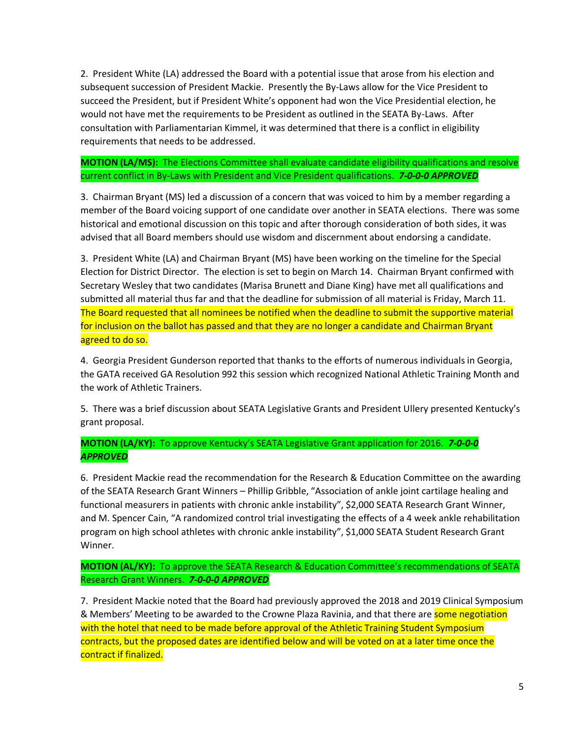2. President White (LA) addressed the Board with a potential issue that arose from his election and subsequent succession of President Mackie. Presently the By-Laws allow for the Vice President to succeed the President, but if President White's opponent had won the Vice Presidential election, he would not have met the requirements to be President as outlined in the SEATA By-Laws. After consultation with Parliamentarian Kimmel, it was determined that there is a conflict in eligibility requirements that needs to be addressed.

**MOTION (LA/MS):** The Elections Committee shall evaluate candidate eligibility qualifications and resolve current conflict in By-Laws with President and Vice President qualifications. ***7-0-0-0 APPROVED***

3. Chairman Bryant (MS) led a discussion of a concern that was voiced to him by a member regarding a member of the Board voicing support of one candidate over another in SEATA elections. There was some historical and emotional discussion on this topic and after thorough consideration of both sides, it was advised that all Board members should use wisdom and discernment about endorsing a candidate.

3. President White (LA) and Chairman Bryant (MS) have been working on the timeline for the Special Election for District Director. The election is set to begin on March 14. Chairman Bryant confirmed with Secretary Wesley that two candidates (Marisa Brunett and Diane King) have met all qualifications and submitted all material thus far and that the deadline for submission of all material is Friday, March 11. The Board requested that all nominees be notified when the deadline to submit the supportive material for inclusion on the ballot has passed and that they are no longer a candidate and Chairman Bryant agreed to do so.

4. Georgia President Gunderson reported that thanks to the efforts of numerous individuals in Georgia, the GATA received GA Resolution 992 this session which recognized National Athletic Training Month and the work of Athletic Trainers.

5. There was a brief discussion about SEATA Legislative Grants and President Ullery presented Kentucky's grant proposal.

**MOTION (LA/KY):** To approve Kentucky's SEATA Legislative Grant application for 2016. ***7-0-0-0 APPROVED***

6. President Mackie read the recommendation for the Research & Education Committee on the awarding of the SEATA Research Grant Winners – Phillip Gribble, "Association of ankle joint cartilage healing and functional measurers in patients with chronic ankle instability", $2,000 SEATA Research Grant Winner, and M. Spencer Cain, "A randomized control trial investigating the effects of a 4 week ankle rehabilitation program on high school athletes with chronic ankle instability", $1,000 SEATA Student Research Grant Winner.

**MOTION (AL/KY):** To approve the SEATA Research & Education Committee's recommendations of SEATA Research Grant Winners. ***7-0-0-0 APPROVED***

7. President Mackie noted that the Board had previously approved the 2018 and 2019 Clinical Symposium & Members' Meeting to be awarded to the Crowne Plaza Ravinia, and that there are some negotiation with the hotel that need to be made before approval of the Athletic Training Student Symposium contracts, but the proposed dates are identified below and will be voted on at a later time once the contract if finalized.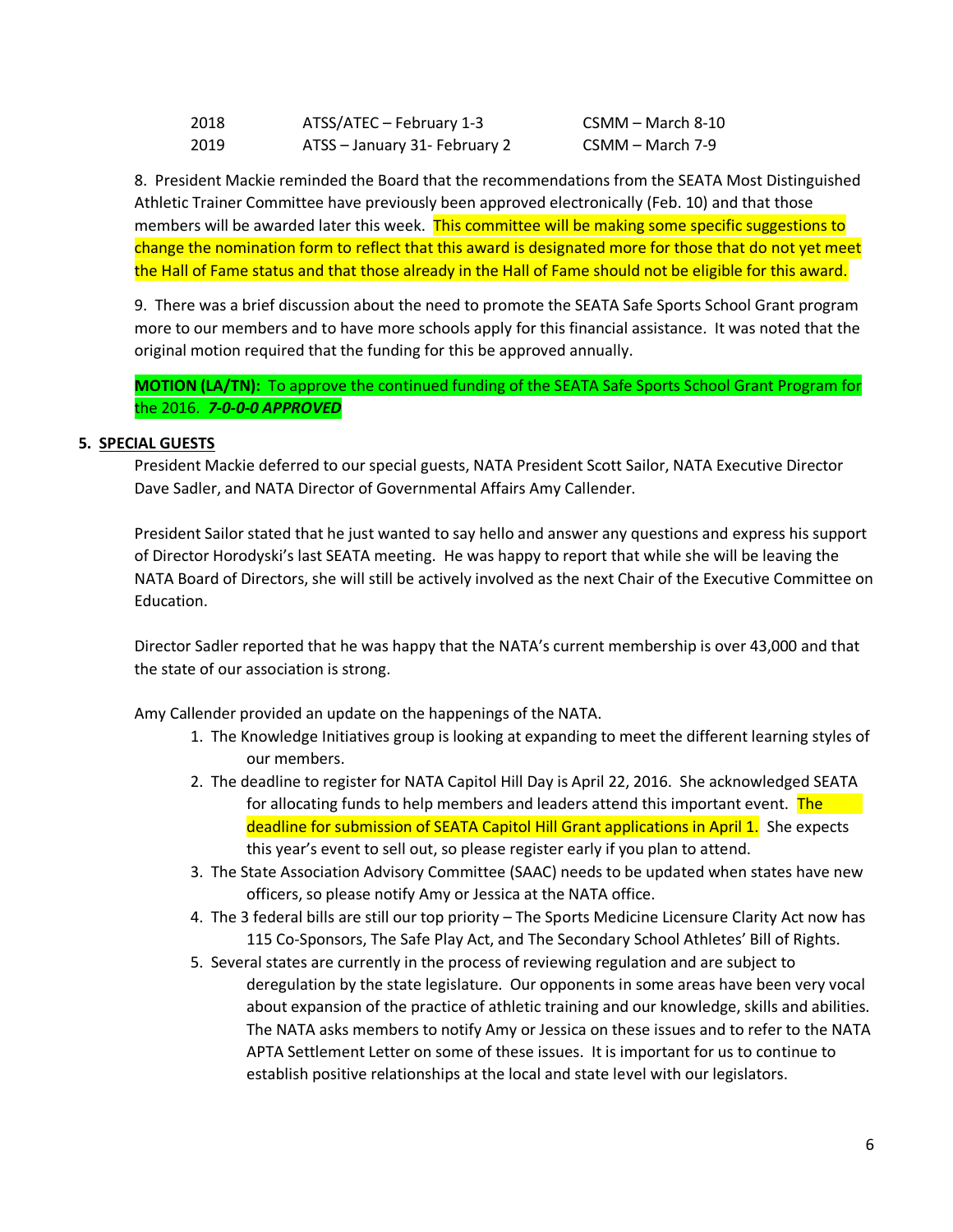| | | |
|---|---|---|
| 2018 | ATSS/ATEC – February 1-3 | CSMM – March 8-10 |
| 2019 | ATSS – January 31- February 2 | CSMM – March 7-9 |

8. President Mackie reminded the Board that the recommendations from the SEATA Most Distinguished Athletic Trainer Committee have previously been approved electronically (Feb. 10) and that those members will be awarded later this week. This committee will be making some specific suggestions to change the nomination form to reflect that this award is designated more for those that do not yet meet the Hall of Fame status and that those already in the Hall of Fame should not be eligible for this award.

9. There was a brief discussion about the need to promote the SEATA Safe Sports School Grant program more to our members and to have more schools apply for this financial assistance. It was noted that the original motion required that the funding for this be approved annually.

**MOTION (LA/TN):** To approve the continued funding of the SEATA Safe Sports School Grant Program for the 2016. ***7-0-0-0 APPROVED***

**5. SPECIAL GUESTS**

President Mackie deferred to our special guests, NATA President Scott Sailor, NATA Executive Director Dave Sadler, and NATA Director of Governmental Affairs Amy Callender.

President Sailor stated that he just wanted to say hello and answer any questions and express his support of Director Horodyski's last SEATA meeting. He was happy to report that while she will be leaving the NATA Board of Directors, she will still be actively involved as the next Chair of the Executive Committee on Education.

Director Sadler reported that he was happy that the NATA's current membership is over 43,000 and that the state of our association is strong.

Amy Callender provided an update on the happenings of the NATA.

1. The Knowledge Initiatives group is looking at expanding to meet the different learning styles of our members.
2. The deadline to register for NATA Capitol Hill Day is April 22, 2016. She acknowledged SEATA for allocating funds to help members and leaders attend this important event. The deadline for submission of SEATA Capitol Hill Grant applications in April 1. She expects this year's event to sell out, so please register early if you plan to attend.
3. The State Association Advisory Committee (SAAC) needs to be updated when states have new officers, so please notify Amy or Jessica at the NATA office.
4. The 3 federal bills are still our top priority – The Sports Medicine Licensure Clarity Act now has 115 Co-Sponsors, The Safe Play Act, and The Secondary School Athletes' Bill of Rights.
5. Several states are currently in the process of reviewing regulation and are subject to deregulation by the state legislature. Our opponents in some areas have been very vocal about expansion of the practice of athletic training and our knowledge, skills and abilities. The NATA asks members to notify Amy or Jessica on these issues and to refer to the NATA APTA Settlement Letter on some of these issues. It is important for us to continue to establish positive relationships at the local and state level with our legislators.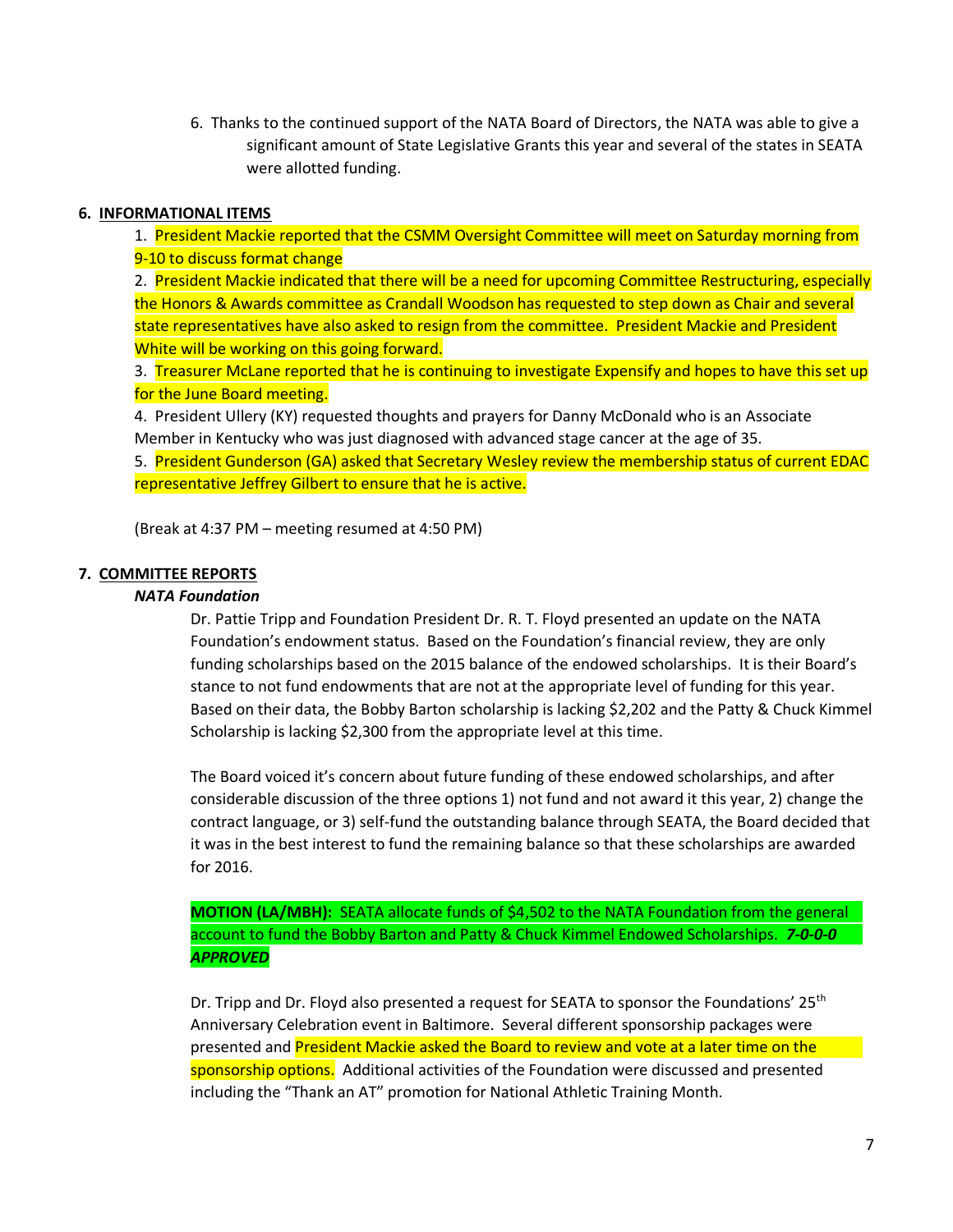6. Thanks to the continued support of the NATA Board of Directors, the NATA was able to give a significant amount of State Legislative Grants this year and several of the states in SEATA were allotted funding.

## 6. INFORMATIONAL ITEMS

1. President Mackie reported that the CSMM Oversight Committee will meet on Saturday morning from 9-10 to discuss format change
2. President Mackie indicated that there will be a need for upcoming Committee Restructuring, especially the Honors & Awards committee as Crandall Woodson has requested to step down as Chair and several state representatives have also asked to resign from the committee. President Mackie and President White will be working on this going forward.
3. Treasurer McLane reported that he is continuing to investigate Expensify and hopes to have this set up for the June Board meeting.
4. President Ullery (KY) requested thoughts and prayers for Danny McDonald who is an Associate Member in Kentucky who was just diagnosed with advanced stage cancer at the age of 35.
5. President Gunderson (GA) asked that Secretary Wesley review the membership status of current EDAC representative Jeffrey Gilbert to ensure that he is active.

(Break at 4:37 PM – meeting resumed at 4:50 PM)

## 7. COMMITTEE REPORTS

### *NATA Foundation*

Dr. Pattie Tripp and Foundation President Dr. R. T. Floyd presented an update on the NATA Foundation's endowment status. Based on the Foundation's financial review, they are only funding scholarships based on the 2015 balance of the endowed scholarships. It is their Board's stance to not fund endowments that are not at the appropriate level of funding for this year. Based on their data, the Bobby Barton scholarship is lacking $2,202 and the Patty & Chuck Kimmel Scholarship is lacking $2,300 from the appropriate level at this time.

The Board voiced it's concern about future funding of these endowed scholarships, and after considerable discussion of the three options 1) not fund and not award it this year, 2) change the contract language, or 3) self-fund the outstanding balance through SEATA, the Board decided that it was in the best interest to fund the remaining balance so that these scholarships are awarded for 2016.

**MOTION (LA/MBH):** SEATA allocate funds of $4,502 to the NATA Foundation from the general account to fund the Bobby Barton and Patty & Chuck Kimmel Endowed Scholarships. ***7-0-0-0 APPROVED***

Dr. Tripp and Dr. Floyd also presented a request for SEATA to sponsor the Foundations' 25th Anniversary Celebration event in Baltimore. Several different sponsorship packages were presented and President Mackie asked the Board to review and vote at a later time on the sponsorship options. Additional activities of the Foundation were discussed and presented including the "Thank an AT" promotion for National Athletic Training Month.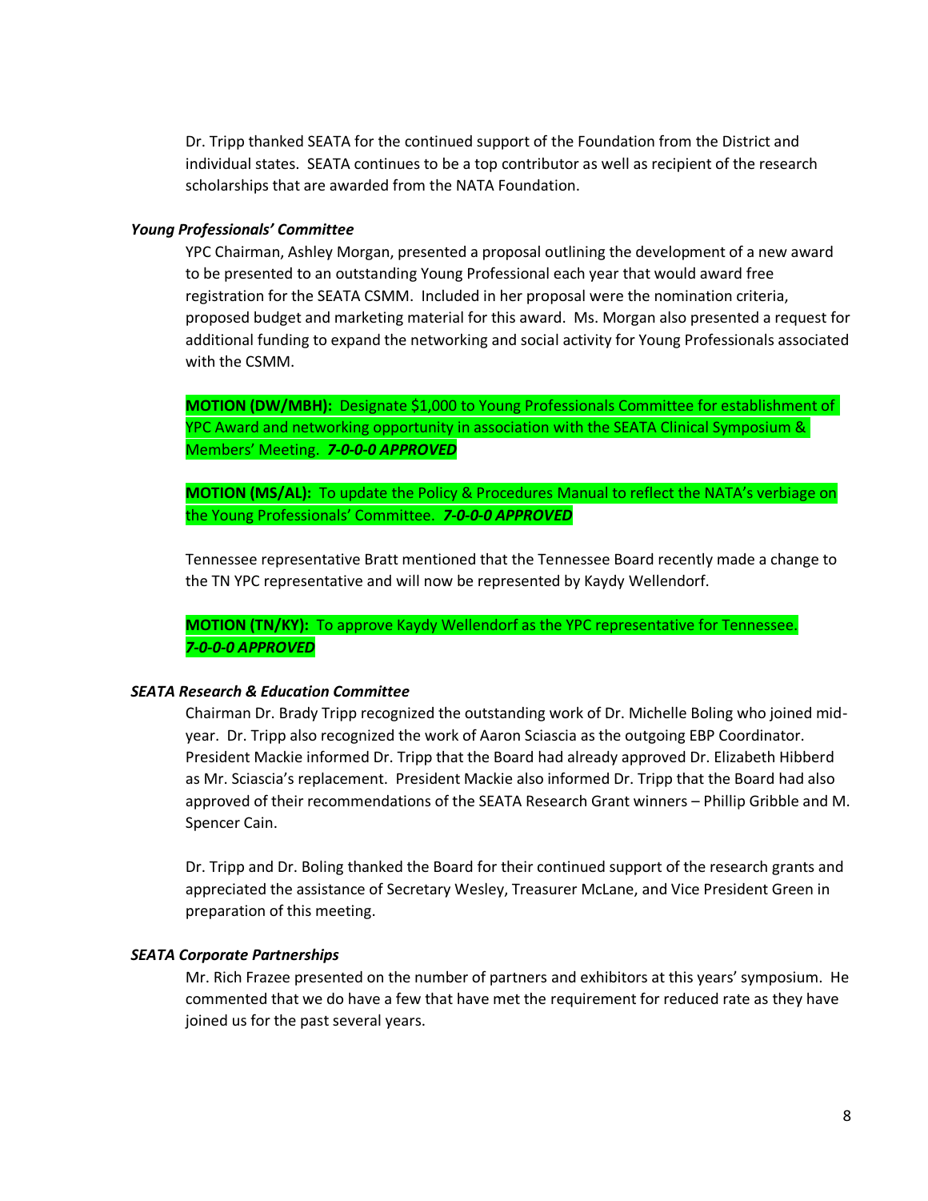Dr. Tripp thanked SEATA for the continued support of the Foundation from the District and individual states. SEATA continues to be a top contributor as well as recipient of the research scholarships that are awarded from the NATA Foundation.

***Young Professionals' Committee***

YPC Chairman, Ashley Morgan, presented a proposal outlining the development of a new award to be presented to an outstanding Young Professional each year that would award free registration for the SEATA CSMM. Included in her proposal were the nomination criteria, proposed budget and marketing material for this award. Ms. Morgan also presented a request for additional funding to expand the networking and social activity for Young Professionals associated with the CSMM.

**MOTION (DW/MBH):** Designate $1,000 to Young Professionals Committee for establishment of YPC Award and networking opportunity in association with the SEATA Clinical Symposium & Members' Meeting. ***7-0-0-0 APPROVED***

**MOTION (MS/AL):** To update the Policy & Procedures Manual to reflect the NATA's verbiage on the Young Professionals' Committee. ***7-0-0-0 APPROVED***

Tennessee representative Bratt mentioned that the Tennessee Board recently made a change to the TN YPC representative and will now be represented by Kaydy Wellendorf.

**MOTION (TN/KY):** To approve Kaydy Wellendorf as the YPC representative for Tennessee. ***7-0-0-0 APPROVED***

***SEATA Research & Education Committee***

Chairman Dr. Brady Tripp recognized the outstanding work of Dr. Michelle Boling who joined mid-year. Dr. Tripp also recognized the work of Aaron Sciascia as the outgoing EBP Coordinator. President Mackie informed Dr. Tripp that the Board had already approved Dr. Elizabeth Hibberd as Mr. Sciascia's replacement. President Mackie also informed Dr. Tripp that the Board had also approved of their recommendations of the SEATA Research Grant winners – Phillip Gribble and M. Spencer Cain.

Dr. Tripp and Dr. Boling thanked the Board for their continued support of the research grants and appreciated the assistance of Secretary Wesley, Treasurer McLane, and Vice President Green in preparation of this meeting.

***SEATA Corporate Partnerships***

Mr. Rich Frazee presented on the number of partners and exhibitors at this years' symposium. He commented that we do have a few that have met the requirement for reduced rate as they have joined us for the past several years.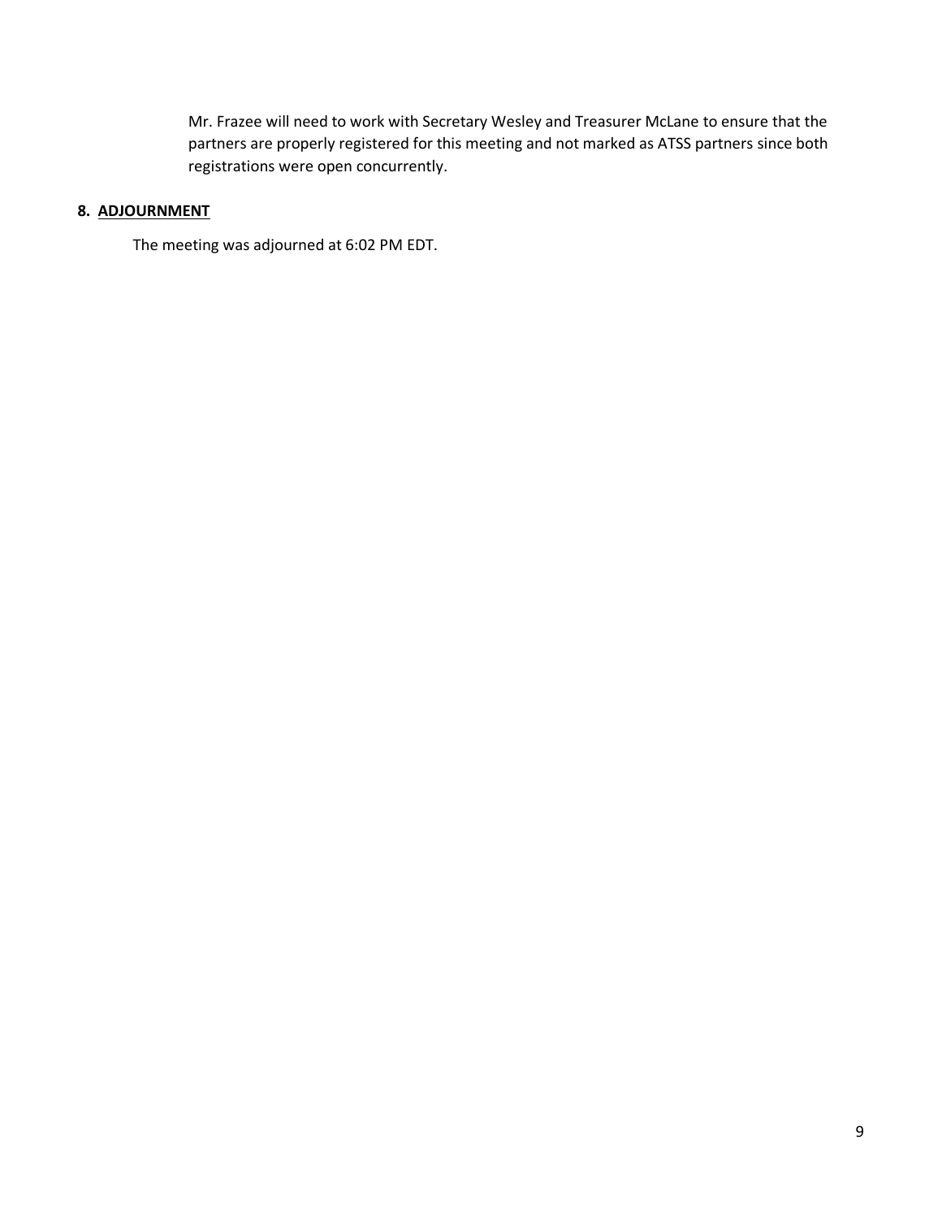Mr. Frazee will need to work with Secretary Wesley and Treasurer McLane to ensure that the partners are properly registered for this meeting and not marked as ATSS partners since both registrations were open concurrently.

## 8. ADJOURNMENT

The meeting was adjourned at 6:02 PM EDT.